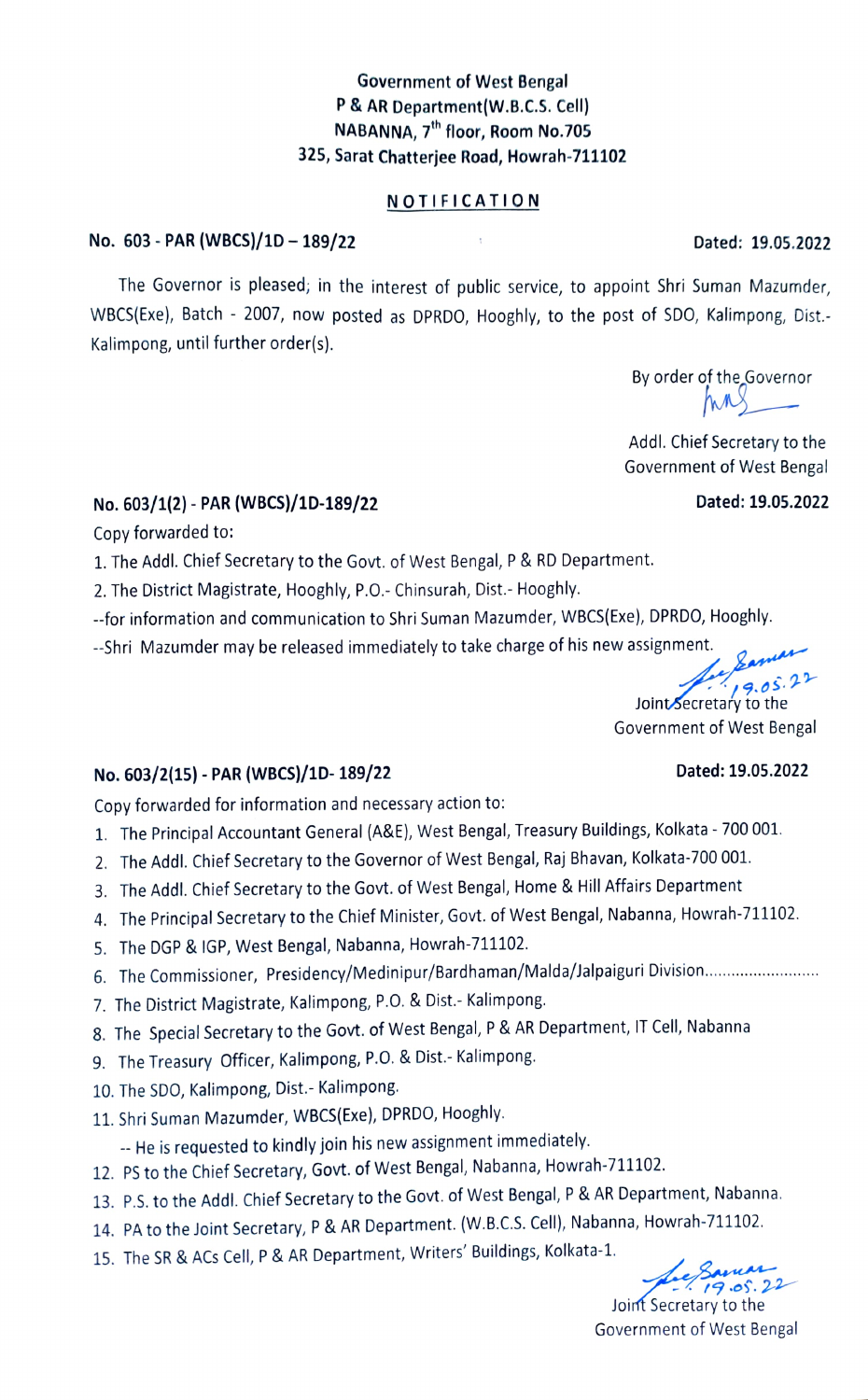Government of West Bengal
P & AR Department(W.B.C.S. Cell)
NABANNA, 7th floor, Room No.705
325, Sarat Chatterjee Road, Howrah-711102

## NOTIFICATION

**No. 603 - PAR (WBCS)/1D – 189/22** **Dated: 19.05.2022**

The Governor is pleased; in the interest of public service, to appoint Shri Suman Mazumder, WBCS(Exe), Batch - 2007, now posted as DPRDO, Hooghly, to the post of SDO, Kalimpong, Dist.- Kalimpong, until further order(s).

By order of the Governor

Addl. Chief Secretary to the
Government of West Bengal

**No. 603/1(2) - PAR (WBCS)/1D-189/22** **Dated: 19.05.2022**

Copy forwarded to:

1. The Addl. Chief Secretary to the Govt. of West Bengal, P & RD Department.
2. The District Magistrate, Hooghly, P.O.- Chinsurah, Dist.- Hooghly.

--for information and communication to Shri Suman Mazumder, WBCS(Exe), DPRDO, Hooghly.
--Shri Mazumder may be released immediately to take charge of his new assignment.

19.05.22
Joint Secretary to the
Government of West Bengal

**No. 603/2(15) - PAR (WBCS)/1D- 189/22** **Dated: 19.05.2022**

Copy forwarded for information and necessary action to:

1. The Principal Accountant General (A&E), West Bengal, Treasury Buildings, Kolkata - 700 001.
2. The Addl. Chief Secretary to the Governor of West Bengal, Raj Bhavan, Kolkata-700 001.
3. The Addl. Chief Secretary to the Govt. of West Bengal, Home & Hill Affairs Department
4. The Principal Secretary to the Chief Minister, Govt. of West Bengal, Nabanna, Howrah-711102.
5. The DGP & IGP, West Bengal, Nabanna, Howrah-711102.
6. The Commissioner, Presidency/Medinipur/Bardhaman/Malda/Jalpaiguri Division..........................
7. The District Magistrate, Kalimpong, P.O. & Dist.- Kalimpong.
8. The Special Secretary to the Govt. of West Bengal, P & AR Department, IT Cell, Nabanna
9. The Treasury Officer, Kalimpong, P.O. & Dist.- Kalimpong.
10. The SDO, Kalimpong, Dist.- Kalimpong.
11. Shri Suman Mazumder, WBCS(Exe), DPRDO, Hooghly.
    -- He is requested to kindly join his new assignment immediately.
12. PS to the Chief Secretary, Govt. of West Bengal, Nabanna, Howrah-711102.
13. P.S. to the Addl. Chief Secretary to the Govt. of West Bengal, P & AR Department, Nabanna.
14. PA to the Joint Secretary, P & AR Department. (W.B.C.S. Cell), Nabanna, Howrah-711102.
15. The SR & ACs Cell, P & AR Department, Writers' Buildings, Kolkata-1.

19.05.22
Joint Secretary to the
Government of West Bengal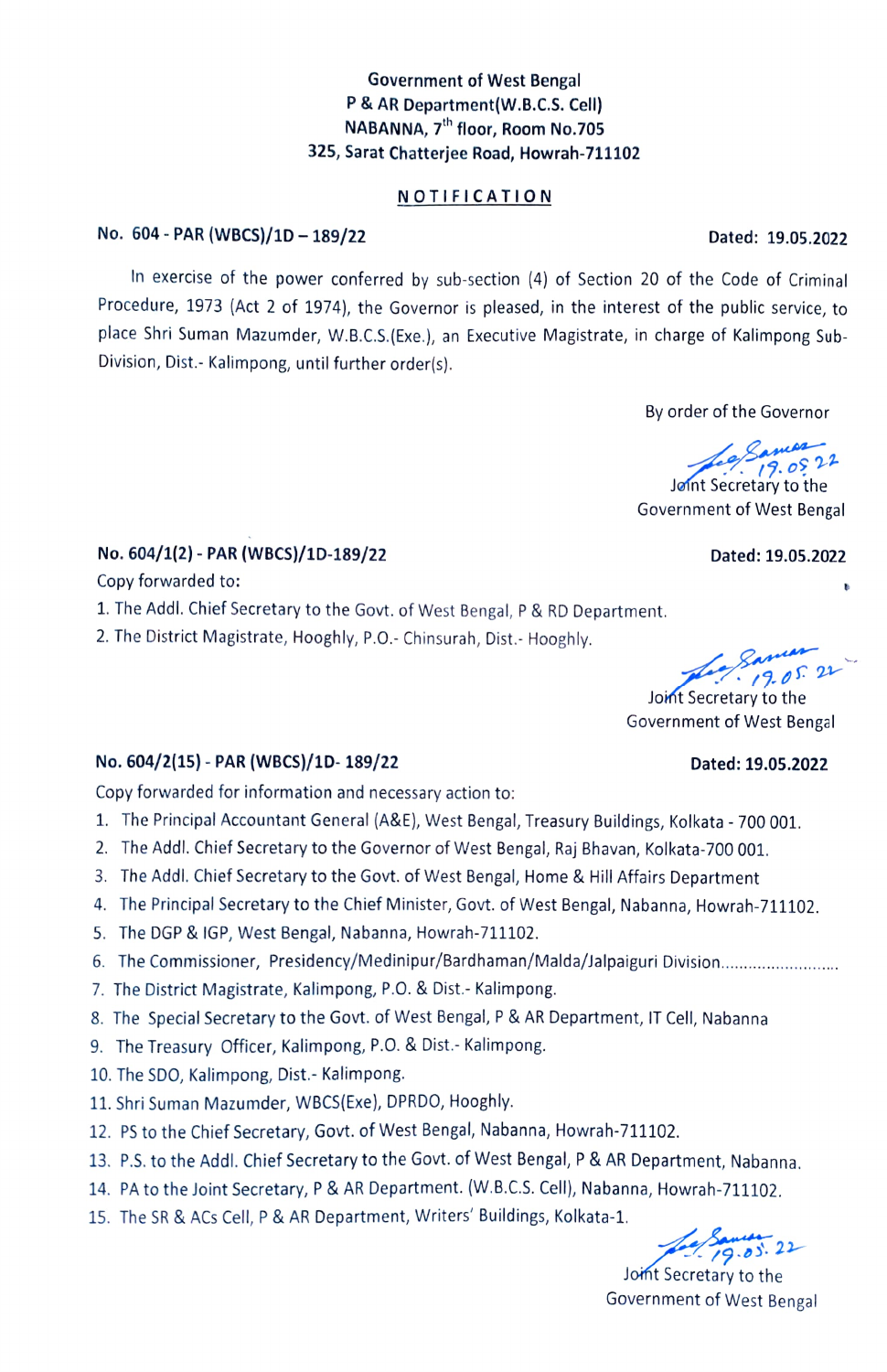Government of West Bengal
P & AR Department(W.B.C.S. Cell)
NABANNA, 7th floor, Room No.705
325, Sarat Chatterjee Road, Howrah-711102

## NOTIFICATION

**No. 604 - PAR (WBCS)/1D – 189/22** **Dated: 19.05.2022**

In exercise of the power conferred by sub-section (4) of Section 20 of the Code of Criminal Procedure, 1973 (Act 2 of 1974), the Governor is pleased, in the interest of the public service, to place Shri Suman Mazumder, W.B.C.S.(Exe.), an Executive Magistrate, in charge of Kalimpong Sub-Division, Dist.- Kalimpong, until further order(s).

By order of the Governor

Sd/- 19.05.22
Joint Secretary to the
Government of West Bengal

**No. 604/1(2) - PAR (WBCS)/1D-189/22** **Dated: 19.05.2022**

Copy forwarded to:

1. The Addl. Chief Secretary to the Govt. of West Bengal, P & RD Department.
2. The District Magistrate, Hooghly, P.O.- Chinsurah, Dist.- Hooghly.

Sd/- 19.05.22
Joint Secretary to the
Government of West Bengal

**No. 604/2(15) - PAR (WBCS)/1D- 189/22** **Dated: 19.05.2022**

Copy forwarded for information and necessary action to:

1. The Principal Accountant General (A&E), West Bengal, Treasury Buildings, Kolkata - 700 001.
2. The Addl. Chief Secretary to the Governor of West Bengal, Raj Bhavan, Kolkata-700 001.
3. The Addl. Chief Secretary to the Govt. of West Bengal, Home & Hill Affairs Department
4. The Principal Secretary to the Chief Minister, Govt. of West Bengal, Nabanna, Howrah-711102.
5. The DGP & IGP, West Bengal, Nabanna, Howrah-711102.
6. The Commissioner, Presidency/Medinipur/Bardhaman/Malda/Jalpaiguri Division.........................
7. The District Magistrate, Kalimpong, P.O. & Dist.- Kalimpong.
8. The Special Secretary to the Govt. of West Bengal, P & AR Department, IT Cell, Nabanna
9. The Treasury Officer, Kalimpong, P.O. & Dist.- Kalimpong.
10. The SDO, Kalimpong, Dist.- Kalimpong.
11. Shri Suman Mazumder, WBCS(Exe), DPRDO, Hooghly.
12. PS to the Chief Secretary, Govt. of West Bengal, Nabanna, Howrah-711102.
13. P.S. to the Addl. Chief Secretary to the Govt. of West Bengal, P & AR Department, Nabanna.
14. PA to the Joint Secretary, P & AR Department. (W.B.C.S. Cell), Nabanna, Howrah-711102.
15. The SR & ACs Cell, P & AR Department, Writers' Buildings, Kolkata-1.

Sd/- 19.05.22
Joint Secretary to the
Government of West Bengal